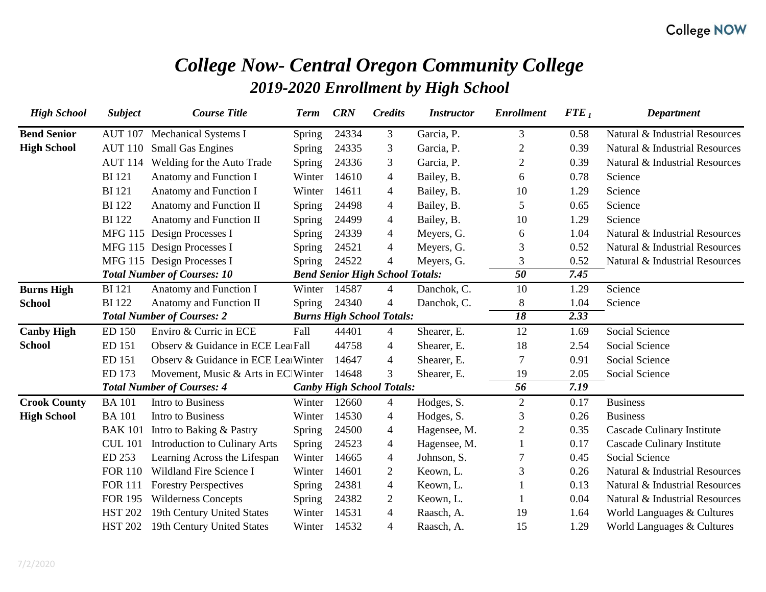# College Now- Central Oregon Community College

## 2019-2020 Enrollment by High School

| High School | Subject | Course Title | Term | CRN | Credits | Instructor | Enrollment | $FTE_1$ | Department |
|---|---|---|---|---|---|---|---|---|---|
| **Bend Senior High School** | AUT 107 | Mechanical Systems I | Spring | 24334 | 3 | Garcia, P. | 3 | 0.58 | Natural & Industrial Resources |
| | AUT 110 | Small Gas Engines | Spring | 24335 | 3 | Garcia, P. | 2 | 0.39 | Natural & Industrial Resources |
| | AUT 114 | Welding for the Auto Trade | Spring | 24336 | 3 | Garcia, P. | 2 | 0.39 | Natural & Industrial Resources |
| | BI 121 | Anatomy and Function I | Winter | 14610 | 4 | Bailey, B. | 6 | 0.78 | Science |
| | BI 121 | Anatomy and Function I | Winter | 14611 | 4 | Bailey, B. | 10 | 1.29 | Science |
| | BI 122 | Anatomy and Function II | Spring | 24498 | 4 | Bailey, B. | 5 | 0.65 | Science |
| | BI 122 | Anatomy and Function II | Spring | 24499 | 4 | Bailey, B. | 10 | 1.29 | Science |
| | MFG 115 | Design Processes I | Spring | 24339 | 4 | Meyers, G. | 6 | 1.04 | Natural & Industrial Resources |
| | MFG 115 | Design Processes I | Spring | 24521 | 4 | Meyers, G. | 3 | 0.52 | Natural & Industrial Resources |
| | MFG 115 | Design Processes I | Spring | 24522 | 4 | Meyers, G. | 3 | 0.52 | Natural & Industrial Resources |
| | ***Total Number of Courses: 10*** | | ***Bend Senior High School Totals:*** | | | | ***50*** | ***7.45*** | |
| **Burns High School** | BI 121 | Anatomy and Function I | Winter | 14587 | 4 | Danchok, C. | 10 | 1.29 | Science |
| | BI 122 | Anatomy and Function II | Spring | 24340 | 4 | Danchok, C. | 8 | 1.04 | Science |
| | ***Total Number of Courses: 2*** | | ***Burns High School Totals:*** | | | | ***18*** | ***2.33*** | |
| **Canby High School** | ED 150 | Enviro & Curric in ECE | Fall | 44401 | 4 | Shearer, E. | 12 | 1.69 | Social Science |
| | ED 151 | Observ & Guidance in ECE Lea | Fall | 44758 | 4 | Shearer, E. | 18 | 2.54 | Social Science |
| | ED 151 | Observ & Guidance in ECE Lea | Winter | 14647 | 4 | Shearer, E. | 7 | 0.91 | Social Science |
| | ED 173 | Movement, Music & Arts in EC | Winter | 14648 | 3 | Shearer, E. | 19 | 2.05 | Social Science |
| | ***Total Number of Courses: 4*** | | ***Canby High School Totals:*** | | | | ***56*** | ***7.19*** | |
| **Crook County High School** | BA 101 | Intro to Business | Winter | 12660 | 4 | Hodges, S. | 2 | 0.17 | Business |
| | BA 101 | Intro to Business | Winter | 14530 | 4 | Hodges, S. | 3 | 0.26 | Business |
| | BAK 101 | Intro to Baking & Pastry | Spring | 24500 | 4 | Hagensee, M. | 2 | 0.35 | Cascade Culinary Institute |
| | CUL 101 | Introduction to Culinary Arts | Spring | 24523 | 4 | Hagensee, M. | 1 | 0.17 | Cascade Culinary Institute |
| | ED 253 | Learning Across the Lifespan | Winter | 14665 | 4 | Johnson, S. | 7 | 0.45 | Social Science |
| | FOR 110 | Wildland Fire Science I | Winter | 14601 | 2 | Keown, L. | 3 | 0.26 | Natural & Industrial Resources |
| | FOR 111 | Forestry Perspectives | Spring | 24381 | 4 | Keown, L. | 1 | 0.13 | Natural & Industrial Resources |
| | FOR 195 | Wilderness Concepts | Spring | 24382 | 2 | Keown, L. | 1 | 0.04 | Natural & Industrial Resources |
| | HST 202 | 19th Century United States | Winter | 14531 | 4 | Raasch, A. | 19 | 1.64 | World Languages & Cultures |
| | HST 202 | 19th Century United States | Winter | 14532 | 4 | Raasch, A. | 15 | 1.29 | World Languages & Cultures |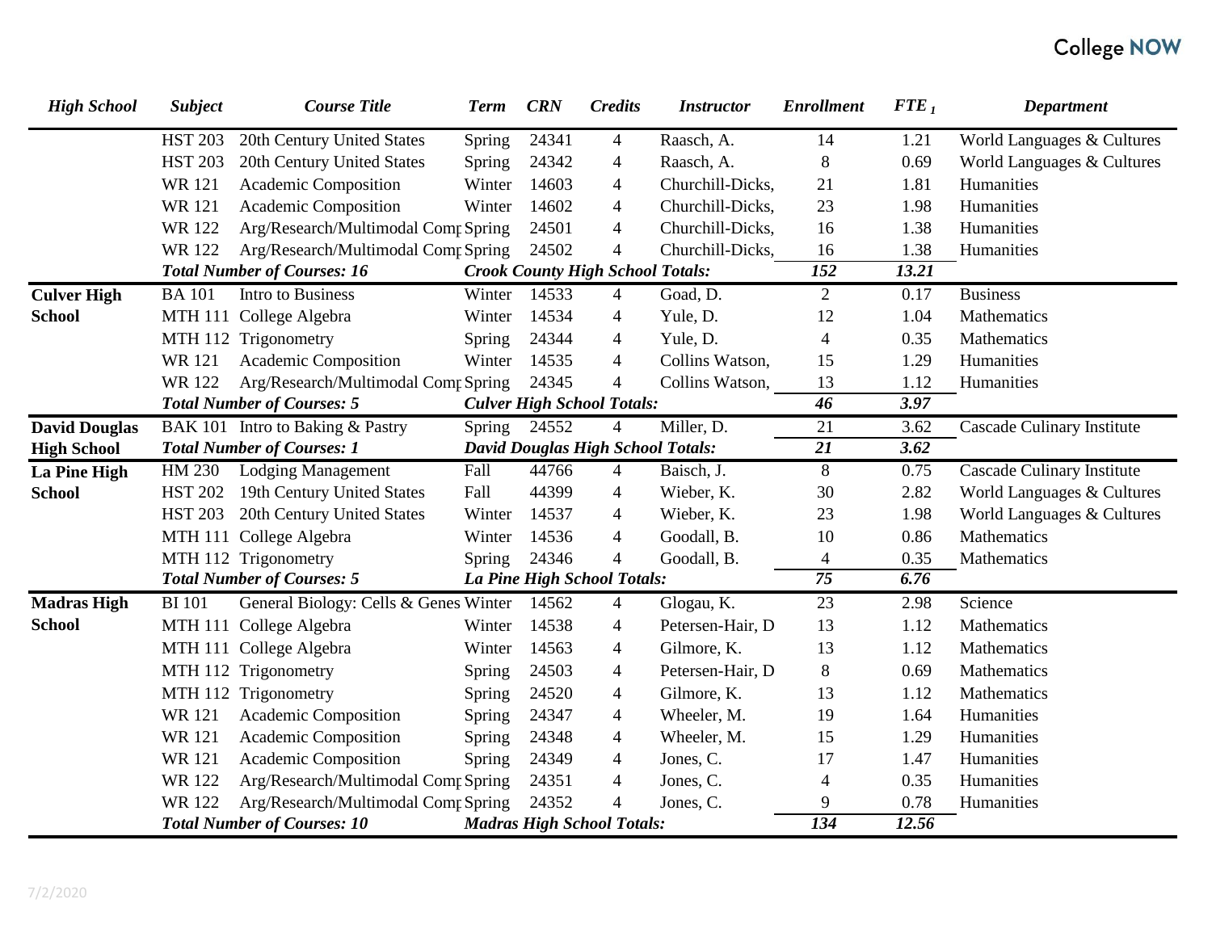| High School | Subject | Course Title | Term | CRN | Credits | Instructor | Enrollment | FTE 1 | Department |
|---|---|---|---|---|---|---|---|---|---|
| | HST 203 | 20th Century United States | Spring | 24341 | 4 | Raasch, A. | 14 | 1.21 | World Languages & Cultures |
| | HST 203 | 20th Century United States | Spring | 24342 | 4 | Raasch, A. | 8 | 0.69 | World Languages & Cultures |
| | WR 121 | Academic Composition | Winter | 14603 | 4 | Churchill-Dicks, | 21 | 1.81 | Humanities |
| | WR 121 | Academic Composition | Winter | 14602 | 4 | Churchill-Dicks, | 23 | 1.98 | Humanities |
| | WR 122 | Arg/Research/Multimodal Comp | Spring | 24501 | 4 | Churchill-Dicks, | 16 | 1.38 | Humanities |
| | WR 122 | Arg/Research/Multimodal Comp | Spring | 24502 | 4 | Churchill-Dicks, | 16 | 1.38 | Humanities |
| | ***Total Number of Courses: 16*** | | ***Crook County High School Totals:*** | | | | ***152*** | ***13.21*** | |
| **Culver High School** | BA 101 | Intro to Business | Winter | 14533 | 4 | Goad, D. | 2 | 0.17 | Business |
| | MTH 111 | College Algebra | Winter | 14534 | 4 | Yule, D. | 12 | 1.04 | Mathematics |
| | MTH 112 | Trigonometry | Spring | 24344 | 4 | Yule, D. | 4 | 0.35 | Mathematics |
| | WR 121 | Academic Composition | Winter | 14535 | 4 | Collins Watson, | 15 | 1.29 | Humanities |
| | WR 122 | Arg/Research/Multimodal Comp | Spring | 24345 | 4 | Collins Watson, | 13 | 1.12 | Humanities |
| | ***Total Number of Courses: 5*** | | ***Culver High School Totals:*** | | | | ***46*** | ***3.97*** | |
| **David Douglas High School** | BAK 101 | Intro to Baking & Pastry | Spring | 24552 | 4 | Miller, D. | 21 | 3.62 | Cascade Culinary Institute |
| | ***Total Number of Courses: 1*** | | ***David Douglas High School Totals:*** | | | | ***21*** | ***3.62*** | |
| **La Pine High School** | HM 230 | Lodging Management | Fall | 44766 | 4 | Baisch, J. | 8 | 0.75 | Cascade Culinary Institute |
| | HST 202 | 19th Century United States | Fall | 44399 | 4 | Wieber, K. | 30 | 2.82 | World Languages & Cultures |
| | HST 203 | 20th Century United States | Winter | 14537 | 4 | Wieber, K. | 23 | 1.98 | World Languages & Cultures |
| | MTH 111 | College Algebra | Winter | 14536 | 4 | Goodall, B. | 10 | 0.86 | Mathematics |
| | MTH 112 | Trigonometry | Spring | 24346 | 4 | Goodall, B. | 4 | 0.35 | Mathematics |
| | ***Total Number of Courses: 5*** | | ***La Pine High School Totals:*** | | | | ***75*** | ***6.76*** | |
| **Madras High School** | BI 101 | General Biology: Cells & Genes | Winter | 14562 | 4 | Glogau, K. | 23 | 2.98 | Science |
| | MTH 111 | College Algebra | Winter | 14538 | 4 | Petersen-Hair, D | 13 | 1.12 | Mathematics |
| | MTH 111 | College Algebra | Winter | 14563 | 4 | Gilmore, K. | 13 | 1.12 | Mathematics |
| | MTH 112 | Trigonometry | Spring | 24503 | 4 | Petersen-Hair, D | 8 | 0.69 | Mathematics |
| | MTH 112 | Trigonometry | Spring | 24520 | 4 | Gilmore, K. | 13 | 1.12 | Mathematics |
| | WR 121 | Academic Composition | Spring | 24347 | 4 | Wheeler, M. | 19 | 1.64 | Humanities |
| | WR 121 | Academic Composition | Spring | 24348 | 4 | Wheeler, M. | 15 | 1.29 | Humanities |
| | WR 121 | Academic Composition | Spring | 24349 | 4 | Jones, C. | 17 | 1.47 | Humanities |
| | WR 122 | Arg/Research/Multimodal Comp | Spring | 24351 | 4 | Jones, C. | 4 | 0.35 | Humanities |
| | WR 122 | Arg/Research/Multimodal Comp | Spring | 24352 | 4 | Jones, C. | 9 | 0.78 | Humanities |
| | ***Total Number of Courses: 10*** | | ***Madras High School Totals:*** | | | | ***134*** | ***12.56*** | |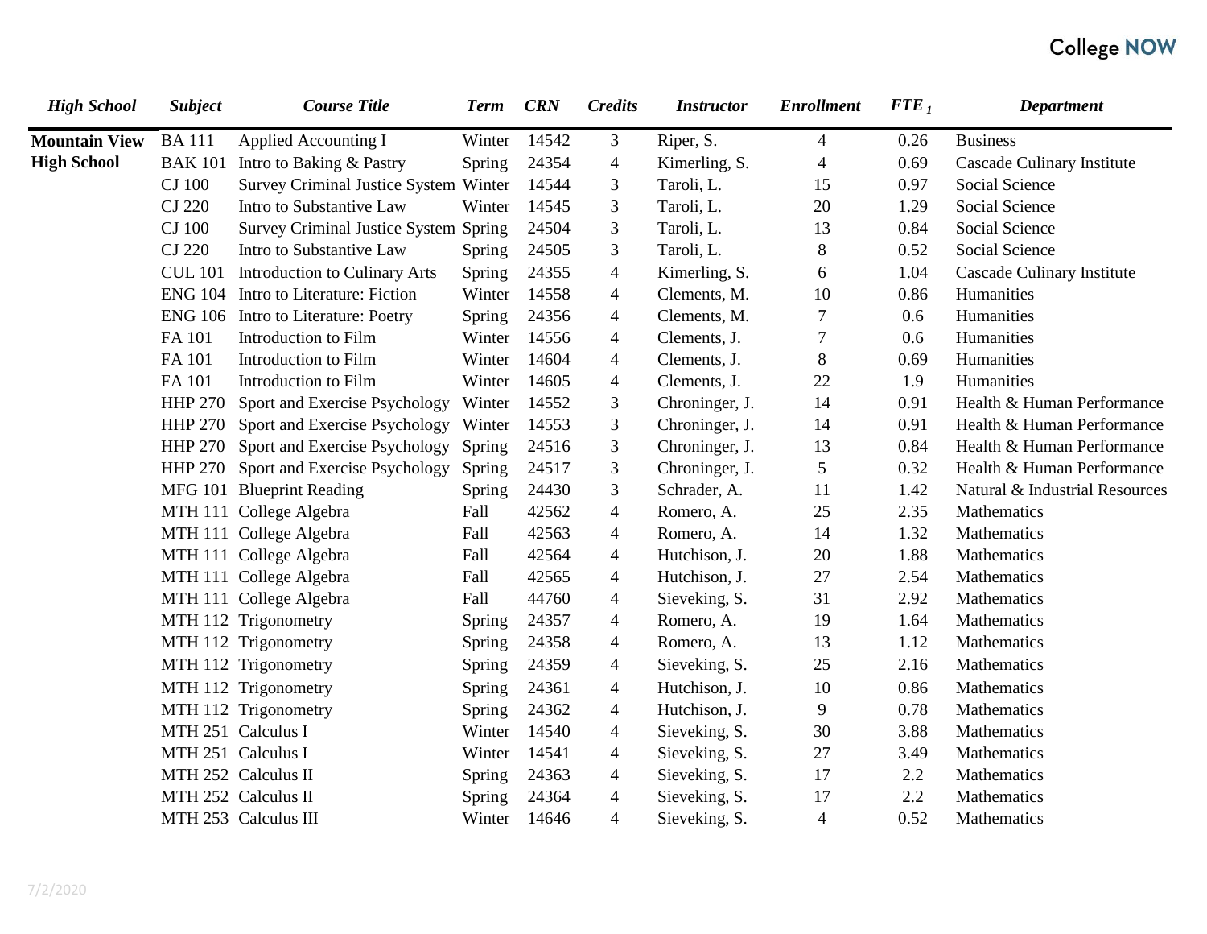| *High School* | *Subject* | *Course Title* | *Term* | *CRN* | *Credits* | *Instructor* | *Enrollment* | *FTE $_1$* | *Department* |
|---|---|---|---|---|---|---|---|---|---|
| **Mountain View High School** | BA 111 | Applied Accounting I | Winter | 14542 | 3 | Riper, S. | 4 | 0.26 | Business |
| | BAK 101 | Intro to Baking & Pastry | Spring | 24354 | 4 | Kimerling, S. | 4 | 0.69 | Cascade Culinary Institute |
| | CJ 100 | Survey Criminal Justice System | Winter | 14544 | 3 | Taroli, L. | 15 | 0.97 | Social Science |
| | CJ 220 | Intro to Substantive Law | Winter | 14545 | 3 | Taroli, L. | 20 | 1.29 | Social Science |
| | CJ 100 | Survey Criminal Justice System | Spring | 24504 | 3 | Taroli, L. | 13 | 0.84 | Social Science |
| | CJ 220 | Intro to Substantive Law | Spring | 24505 | 3 | Taroli, L. | 8 | 0.52 | Social Science |
| | CUL 101 | Introduction to Culinary Arts | Spring | 24355 | 4 | Kimerling, S. | 6 | 1.04 | Cascade Culinary Institute |
| | ENG 104 | Intro to Literature: Fiction | Winter | 14558 | 4 | Clements, M. | 10 | 0.86 | Humanities |
| | ENG 106 | Intro to Literature: Poetry | Spring | 24356 | 4 | Clements, M. | 7 | 0.6 | Humanities |
| | FA 101 | Introduction to Film | Winter | 14556 | 4 | Clements, J. | 7 | 0.6 | Humanities |
| | FA 101 | Introduction to Film | Winter | 14604 | 4 | Clements, J. | 8 | 0.69 | Humanities |
| | FA 101 | Introduction to Film | Winter | 14605 | 4 | Clements, J. | 22 | 1.9 | Humanities |
| | HHP 270 | Sport and Exercise Psychology | Winter | 14552 | 3 | Chroninger, J. | 14 | 0.91 | Health & Human Performance |
| | HHP 270 | Sport and Exercise Psychology | Winter | 14553 | 3 | Chroninger, J. | 14 | 0.91 | Health & Human Performance |
| | HHP 270 | Sport and Exercise Psychology | Spring | 24516 | 3 | Chroninger, J. | 13 | 0.84 | Health & Human Performance |
| | HHP 270 | Sport and Exercise Psychology | Spring | 24517 | 3 | Chroninger, J. | 5 | 0.32 | Health & Human Performance |
| | MFG 101 | Blueprint Reading | Spring | 24430 | 3 | Schrader, A. | 11 | 1.42 | Natural & Industrial Resources |
| | MTH 111 | College Algebra | Fall | 42562 | 4 | Romero, A. | 25 | 2.35 | Mathematics |
| | MTH 111 | College Algebra | Fall | 42563 | 4 | Romero, A. | 14 | 1.32 | Mathematics |
| | MTH 111 | College Algebra | Fall | 42564 | 4 | Hutchison, J. | 20 | 1.88 | Mathematics |
| | MTH 111 | College Algebra | Fall | 42565 | 4 | Hutchison, J. | 27 | 2.54 | Mathematics |
| | MTH 111 | College Algebra | Fall | 44760 | 4 | Sieveking, S. | 31 | 2.92 | Mathematics |
| | MTH 112 | Trigonometry | Spring | 24357 | 4 | Romero, A. | 19 | 1.64 | Mathematics |
| | MTH 112 | Trigonometry | Spring | 24358 | 4 | Romero, A. | 13 | 1.12 | Mathematics |
| | MTH 112 | Trigonometry | Spring | 24359 | 4 | Sieveking, S. | 25 | 2.16 | Mathematics |
| | MTH 112 | Trigonometry | Spring | 24361 | 4 | Hutchison, J. | 10 | 0.86 | Mathematics |
| | MTH 112 | Trigonometry | Spring | 24362 | 4 | Hutchison, J. | 9 | 0.78 | Mathematics |
| | MTH 251 | Calculus I | Winter | 14540 | 4 | Sieveking, S. | 30 | 3.88 | Mathematics |
| | MTH 251 | Calculus I | Winter | 14541 | 4 | Sieveking, S. | 27 | 3.49 | Mathematics |
| | MTH 252 | Calculus II | Spring | 24363 | 4 | Sieveking, S. | 17 | 2.2 | Mathematics |
| | MTH 252 | Calculus II | Spring | 24364 | 4 | Sieveking, S. | 17 | 2.2 | Mathematics |
| | MTH 253 | Calculus III | Winter | 14646 | 4 | Sieveking, S. | 4 | 0.52 | Mathematics |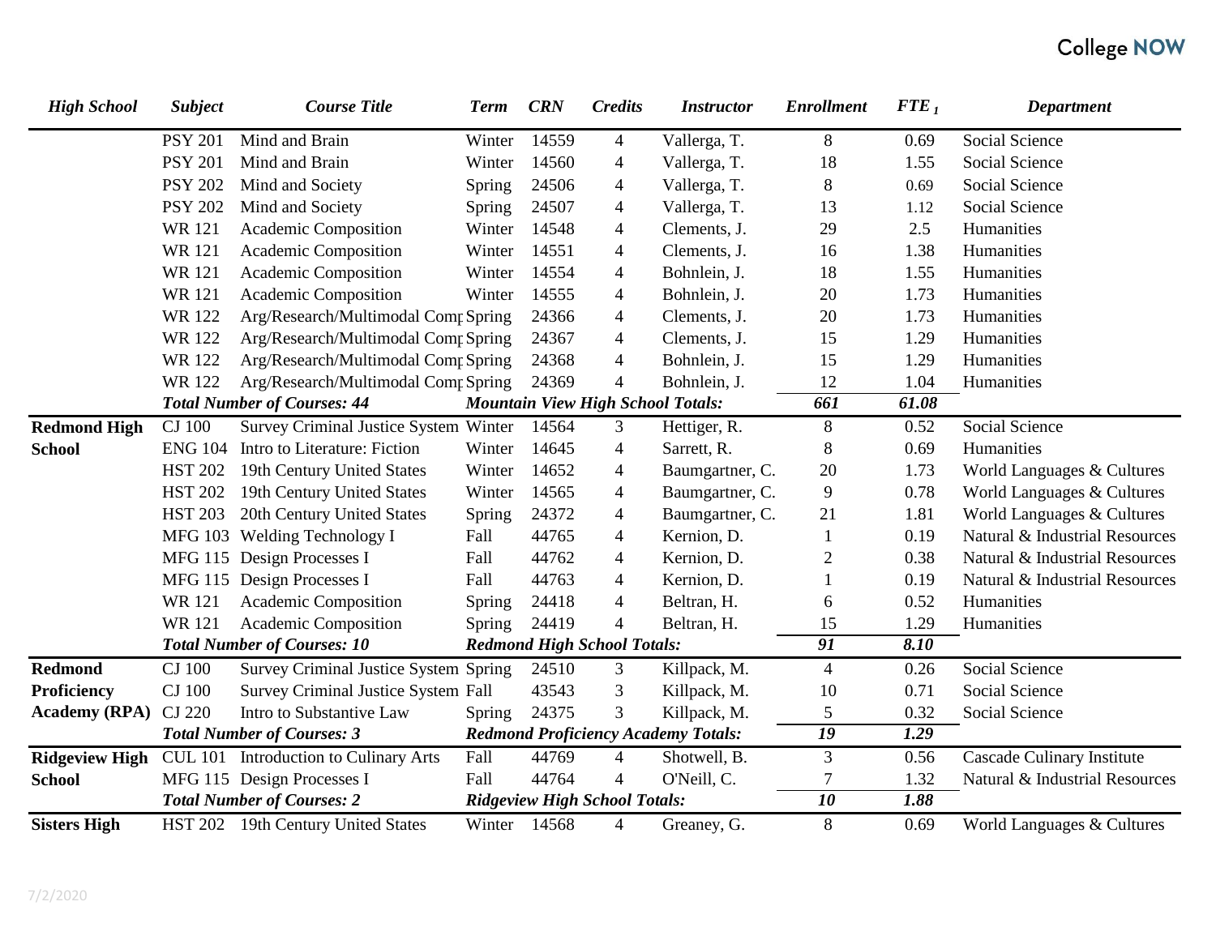| High School | Subject | Course Title | Term | CRN | Credits | Instructor | Enrollment | $FTE_1$ | Department |
|---|---|---|---|---|---|---|---|---|---|
| | PSY 201 | Mind and Brain | Winter | 14559 | 4 | Vallerga, T. | 8 | 0.69 | Social Science |
| | PSY 201 | Mind and Brain | Winter | 14560 | 4 | Vallerga, T. | 18 | 1.55 | Social Science |
| | PSY 202 | Mind and Society | Spring | 24506 | 4 | Vallerga, T. | 8 | 0.69 | Social Science |
| | PSY 202 | Mind and Society | Spring | 24507 | 4 | Vallerga, T. | 13 | 1.12 | Social Science |
| | WR 121 | Academic Composition | Winter | 14548 | 4 | Clements, J. | 29 | 2.5 | Humanities |
| | WR 121 | Academic Composition | Winter | 14551 | 4 | Clements, J. | 16 | 1.38 | Humanities |
| | WR 121 | Academic Composition | Winter | 14554 | 4 | Bohnlein, J. | 18 | 1.55 | Humanities |
| | WR 121 | Academic Composition | Winter | 14555 | 4 | Bohnlein, J. | 20 | 1.73 | Humanities |
| | WR 122 | Arg/Research/Multimodal Comp | Spring | 24366 | 4 | Clements, J. | 20 | 1.73 | Humanities |
| | WR 122 | Arg/Research/Multimodal Comp | Spring | 24367 | 4 | Clements, J. | 15 | 1.29 | Humanities |
| | WR 122 | Arg/Research/Multimodal Comp | Spring | 24368 | 4 | Bohnlein, J. | 15 | 1.29 | Humanities |
| | WR 122 | Arg/Research/Multimodal Comp | Spring | 24369 | 4 | Bohnlein, J. | 12 | 1.04 | Humanities |
| | ***Total Number of Courses: 44*** | | ***Mountain View High School Totals:*** | | | | ***661*** | ***61.08*** | |
| **Redmond High School** | CJ 100 | Survey Criminal Justice System | Winter | 14564 | 3 | Hettiger, R. | 8 | 0.52 | Social Science |
| | ENG 104 | Intro to Literature: Fiction | Winter | 14645 | 4 | Sarrett, R. | 8 | 0.69 | Humanities |
| | HST 202 | 19th Century United States | Winter | 14652 | 4 | Baumgartner, C. | 20 | 1.73 | World Languages & Cultures |
| | HST 202 | 19th Century United States | Winter | 14565 | 4 | Baumgartner, C. | 9 | 0.78 | World Languages & Cultures |
| | HST 203 | 20th Century United States | Spring | 24372 | 4 | Baumgartner, C. | 21 | 1.81 | World Languages & Cultures |
| | MFG 103 | Welding Technology I | Fall | 44765 | 4 | Kernion, D. | 1 | 0.19 | Natural & Industrial Resources |
| | MFG 115 | Design Processes I | Fall | 44762 | 4 | Kernion, D. | 2 | 0.38 | Natural & Industrial Resources |
| | MFG 115 | Design Processes I | Fall | 44763 | 4 | Kernion, D. | 1 | 0.19 | Natural & Industrial Resources |
| | WR 121 | Academic Composition | Spring | 24418 | 4 | Beltran, H. | 6 | 0.52 | Humanities |
| | WR 121 | Academic Composition | Spring | 24419 | 4 | Beltran, H. | 15 | 1.29 | Humanities |
| | ***Total Number of Courses: 10*** | | ***Redmond High School Totals:*** | | | | ***91*** | ***8.10*** | |
| **Redmond Proficiency Academy (RPA)** | CJ 100 | Survey Criminal Justice System | Spring | 24510 | 3 | Killpack, M. | 4 | 0.26 | Social Science |
| | CJ 100 | Survey Criminal Justice System | Fall | 43543 | 3 | Killpack, M. | 10 | 0.71 | Social Science |
| | CJ 220 | Intro to Substantive Law | Spring | 24375 | 3 | Killpack, M. | 5 | 0.32 | Social Science |
| | ***Total Number of Courses: 3*** | | ***Redmond Proficiency Academy Totals:*** | | | | ***19*** | ***1.29*** | |
| **Ridgeview High School** | CUL 101 | Introduction to Culinary Arts | Fall | 44769 | 4 | Shotwell, B. | 3 | 0.56 | Cascade Culinary Institute |
| | MFG 115 | Design Processes I | Fall | 44764 | 4 | O'Neill, C. | 7 | 1.32 | Natural & Industrial Resources |
| | ***Total Number of Courses: 2*** | | ***Ridgeview High School Totals:*** | | | | ***10*** | ***1.88*** | |
| **Sisters High** | HST 202 | 19th Century United States | Winter | 14568 | 4 | Greaney, G. | 8 | 0.69 | World Languages & Cultures |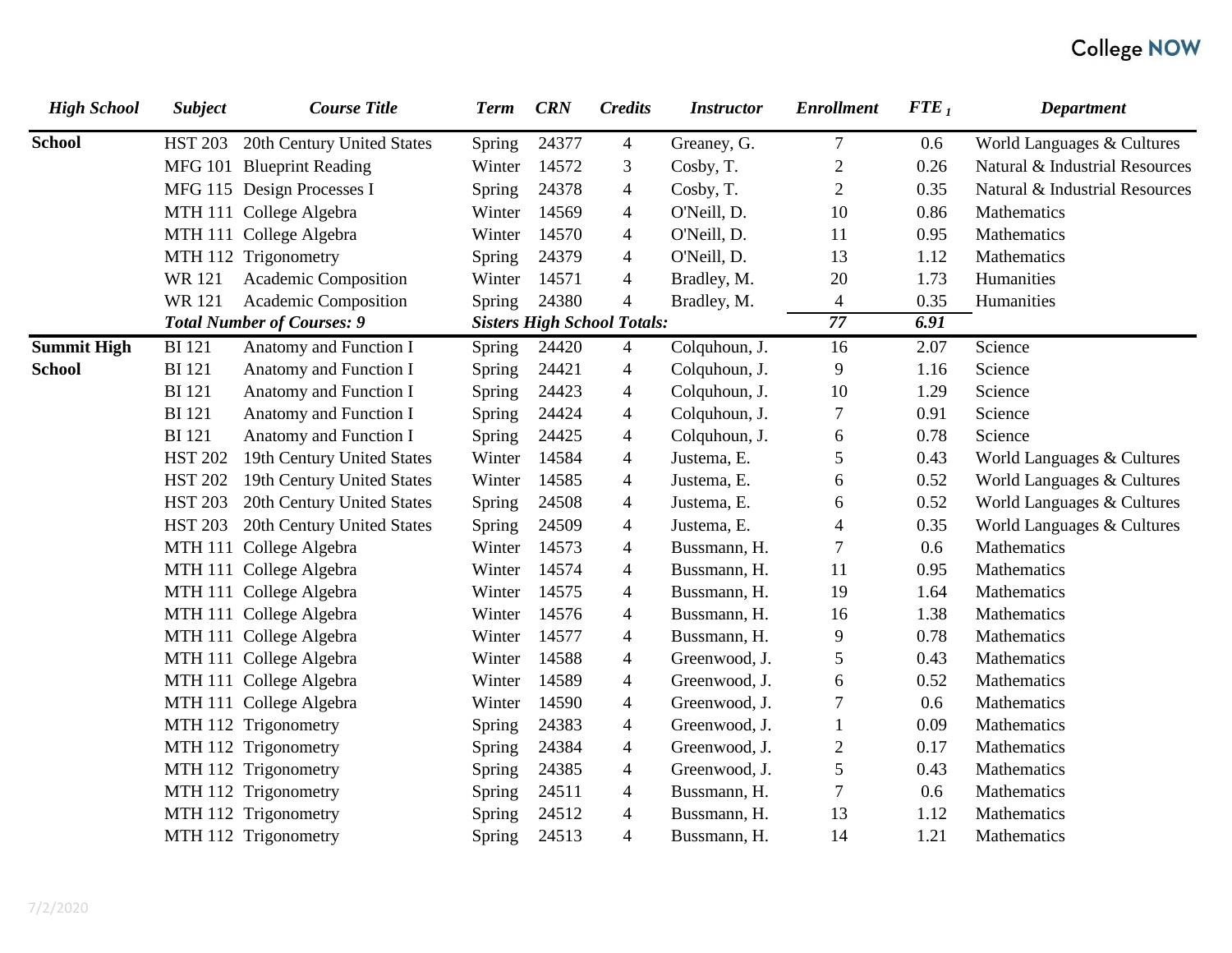| High School | Subject | Course Title | Term | CRN | Credits | Instructor | Enrollment | FTE [1] | Department |
|---|---|---|---|---|---|---|---|---|---|
| School | HST 203 | 20th Century United States | Spring | 24377 | 4 | Greaney, G. | 7 | 0.6 | World Languages & Cultures |
| | MFG 101 | Blueprint Reading | Winter | 14572 | 3 | Cosby, T. | 2 | 0.26 | Natural & Industrial Resources |
| | MFG 115 | Design Processes I | Spring | 24378 | 4 | Cosby, T. | 2 | 0.35 | Natural & Industrial Resources |
| | MTH 111 | College Algebra | Winter | 14569 | 4 | O'Neill, D. | 10 | 0.86 | Mathematics |
| | MTH 111 | College Algebra | Winter | 14570 | 4 | O'Neill, D. | 11 | 0.95 | Mathematics |
| | MTH 112 | Trigonometry | Spring | 24379 | 4 | O'Neill, D. | 13 | 1.12 | Mathematics |
| | WR 121 | Academic Composition | Winter | 14571 | 4 | Bradley, M. | 20 | 1.73 | Humanities |
| | WR 121 | Academic Composition | Spring | 24380 | 4 | Bradley, M. | 4 | 0.35 | Humanities |
| | ***Total Number of Courses: 9*** | | ***Sisters High School Totals:*** | | | | ***77*** | ***6.91*** | |
| **Summit High School** | BI 121 | Anatomy and Function I | Spring | 24420 | 4 | Colquhoun, J. | 16 | 2.07 | Science |
| | BI 121 | Anatomy and Function I | Spring | 24421 | 4 | Colquhoun, J. | 9 | 1.16 | Science |
| | BI 121 | Anatomy and Function I | Spring | 24423 | 4 | Colquhoun, J. | 10 | 1.29 | Science |
| | BI 121 | Anatomy and Function I | Spring | 24424 | 4 | Colquhoun, J. | 7 | 0.91 | Science |
| | BI 121 | Anatomy and Function I | Spring | 24425 | 4 | Colquhoun, J. | 6 | 0.78 | Science |
| | HST 202 | 19th Century United States | Winter | 14584 | 4 | Justema, E. | 5 | 0.43 | World Languages & Cultures |
| | HST 202 | 19th Century United States | Winter | 14585 | 4 | Justema, E. | 6 | 0.52 | World Languages & Cultures |
| | HST 203 | 20th Century United States | Spring | 24508 | 4 | Justema, E. | 6 | 0.52 | World Languages & Cultures |
| | HST 203 | 20th Century United States | Spring | 24509 | 4 | Justema, E. | 4 | 0.35 | World Languages & Cultures |
| | MTH 111 | College Algebra | Winter | 14573 | 4 | Bussmann, H. | 7 | 0.6 | Mathematics |
| | MTH 111 | College Algebra | Winter | 14574 | 4 | Bussmann, H. | 11 | 0.95 | Mathematics |
| | MTH 111 | College Algebra | Winter | 14575 | 4 | Bussmann, H. | 19 | 1.64 | Mathematics |
| | MTH 111 | College Algebra | Winter | 14576 | 4 | Bussmann, H. | 16 | 1.38 | Mathematics |
| | MTH 111 | College Algebra | Winter | 14577 | 4 | Bussmann, H. | 9 | 0.78 | Mathematics |
| | MTH 111 | College Algebra | Winter | 14588 | 4 | Greenwood, J. | 5 | 0.43 | Mathematics |
| | MTH 111 | College Algebra | Winter | 14589 | 4 | Greenwood, J. | 6 | 0.52 | Mathematics |
| | MTH 111 | College Algebra | Winter | 14590 | 4 | Greenwood, J. | 7 | 0.6 | Mathematics |
| | MTH 112 | Trigonometry | Spring | 24383 | 4 | Greenwood, J. | 1 | 0.09 | Mathematics |
| | MTH 112 | Trigonometry | Spring | 24384 | 4 | Greenwood, J. | 2 | 0.17 | Mathematics |
| | MTH 112 | Trigonometry | Spring | 24385 | 4 | Greenwood, J. | 5 | 0.43 | Mathematics |
| | MTH 112 | Trigonometry | Spring | 24511 | 4 | Bussmann, H. | 7 | 0.6 | Mathematics |
| | MTH 112 | Trigonometry | Spring | 24512 | 4 | Bussmann, H. | 13 | 1.12 | Mathematics |
| | MTH 112 | Trigonometry | Spring | 24513 | 4 | Bussmann, H. | 14 | 1.21 | Mathematics |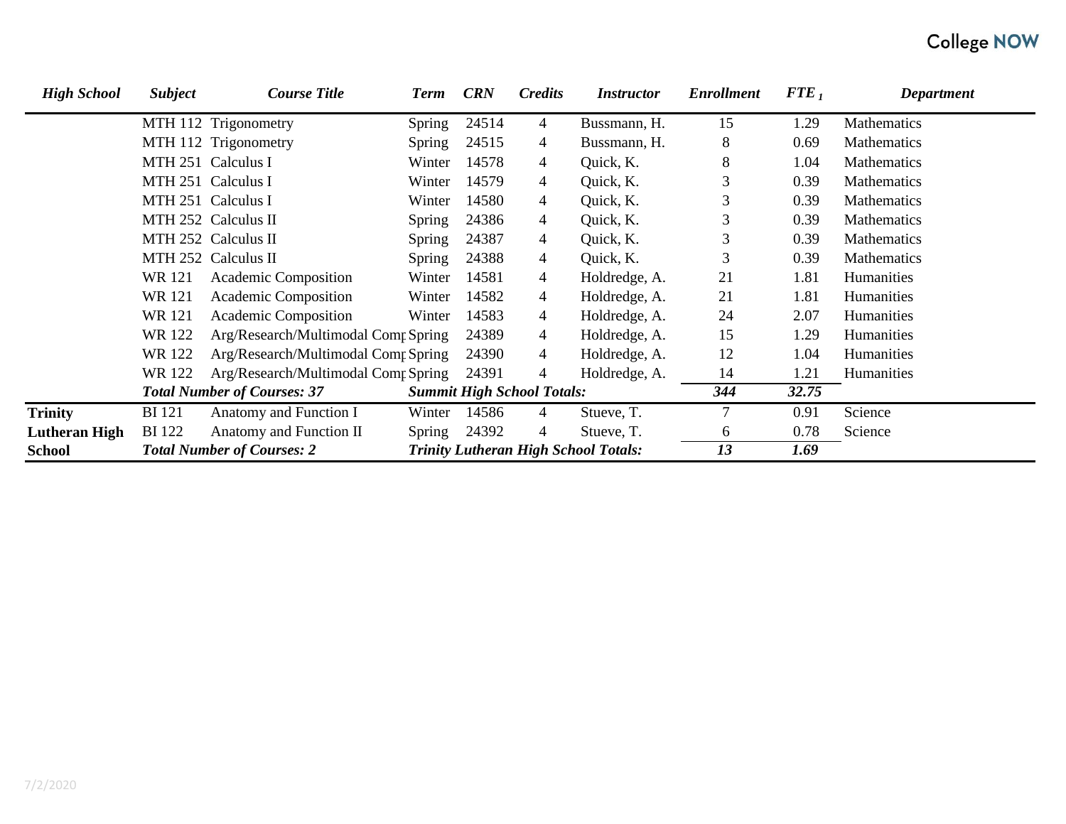| High School | Subject | Course Title | Term | CRN | Credits | Instructor | Enrollment | FTE [1] | Department |
|---|---|---|---|---|---|---|---|---|---|
| | MTH 112 | Trigonometry | Spring | 24514 | 4 | Bussmann, H. | 15 | 1.29 | Mathematics |
| | MTH 112 | Trigonometry | Spring | 24515 | 4 | Bussmann, H. | 8 | 0.69 | Mathematics |
| | MTH 251 | Calculus I | Winter | 14578 | 4 | Quick, K. | 8 | 1.04 | Mathematics |
| | MTH 251 | Calculus I | Winter | 14579 | 4 | Quick, K. | 3 | 0.39 | Mathematics |
| | MTH 251 | Calculus I | Winter | 14580 | 4 | Quick, K. | 3 | 0.39 | Mathematics |
| | MTH 252 | Calculus II | Spring | 24386 | 4 | Quick, K. | 3 | 0.39 | Mathematics |
| | MTH 252 | Calculus II | Spring | 24387 | 4 | Quick, K. | 3 | 0.39 | Mathematics |
| | MTH 252 | Calculus II | Spring | 24388 | 4 | Quick, K. | 3 | 0.39 | Mathematics |
| | WR 121 | Academic Composition | Winter | 14581 | 4 | Holdredge, A. | 21 | 1.81 | Humanities |
| | WR 121 | Academic Composition | Winter | 14582 | 4 | Holdredge, A. | 21 | 1.81 | Humanities |
| | WR 121 | Academic Composition | Winter | 14583 | 4 | Holdredge, A. | 24 | 2.07 | Humanities |
| | WR 122 | Arg/Research/Multimodal Comp | Spring | 24389 | 4 | Holdredge, A. | 15 | 1.29 | Humanities |
| | WR 122 | Arg/Research/Multimodal Comp | Spring | 24390 | 4 | Holdredge, A. | 12 | 1.04 | Humanities |
| | WR 122 | Arg/Research/Multimodal Comp | Spring | 24391 | 4 | Holdredge, A. | 14 | 1.21 | Humanities |
| | ***Total Number of Courses: 37*** | | ***Summit High School Totals:*** | | | | ***344*** | ***32.75*** | |
| **Trinity Lutheran High School** | BI 121 | Anatomy and Function I | Winter | 14586 | 4 | Stueve, T. | 7 | 0.91 | Science |
| | BI 122 | Anatomy and Function II | Spring | 24392 | 4 | Stueve, T. | 6 | 0.78 | Science |
| | ***Total Number of Courses: 2*** | | ***Trinity Lutheran High School Totals:*** | | | | ***13*** | ***1.69*** | |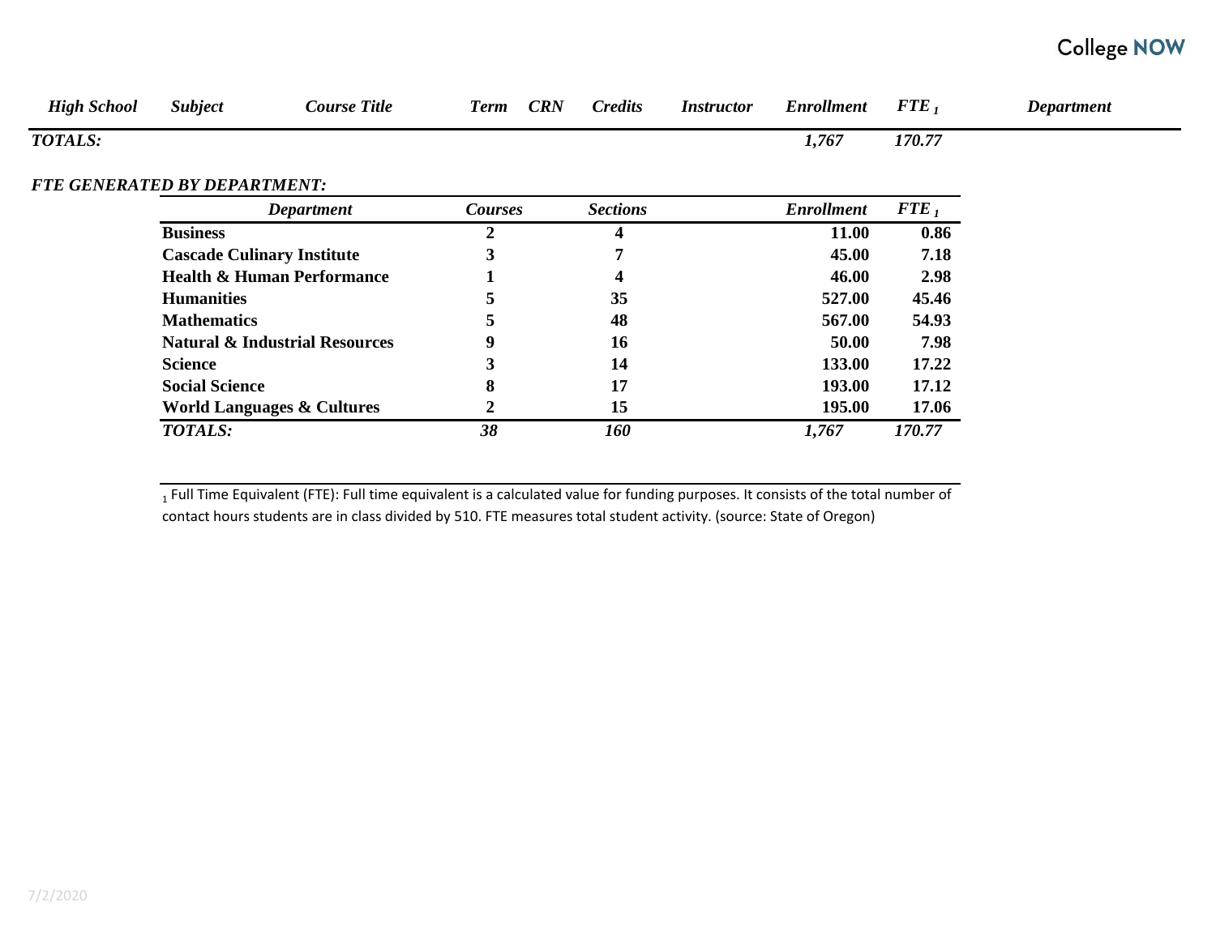| *High School* | *Subject* | *Course Title* | *Term* | *CRN* | *Credits* | *Instructor* | *Enrollment* | *FTE [1]* | *Department* |
|---|---|---|---|---|---|---|---|---|---|
| ***TOTALS:*** | | | | | | | ***1,767*** | ***170.77*** | |

***FTE GENERATED BY DEPARTMENT:***

| *Department* | *Courses* | *Sections* | *Enrollment* | *FTE [1]* |
|---|---|---|---|---|
| **Business** | **2** | **4** | **11.00** | **0.86** |
| **Cascade Culinary Institute** | **3** | **7** | **45.00** | **7.18** |
| **Health & Human Performance** | **1** | **4** | **46.00** | **2.98** |
| **Humanities** | **5** | **35** | **527.00** | **45.46** |
| **Mathematics** | **5** | **48** | **567.00** | **54.93** |
| **Natural & Industrial Resources** | **9** | **16** | **50.00** | **7.98** |
| **Science** | **3** | **14** | **133.00** | **17.22** |
| **Social Science** | **8** | **17** | **193.00** | **17.12** |
| **World Languages & Cultures** | **2** | **15** | **195.00** | **17.06** |
| ***TOTALS:*** | ***38*** | ***160*** | ***1,767*** | ***170.77*** |

[1] Full Time Equivalent (FTE): Full time equivalent is a calculated value for funding purposes. It consists of the total number of contact hours students are in class divided by 510. FTE measures total student activity. (source: State of Oregon)